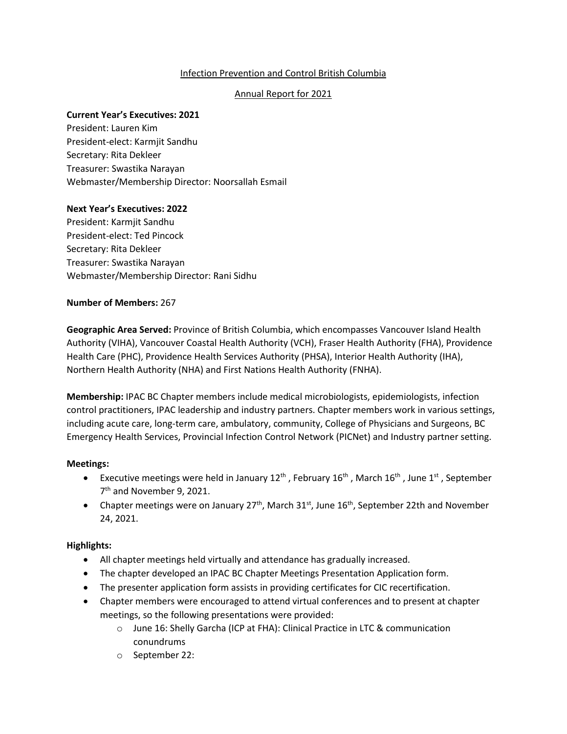Infection Prevention and Control British Columbia

Annual Report for 2021

**Current Year's Executives: 2021**
President: Lauren Kim
President-elect: Karmjit Sandhu
Secretary: Rita Dekleer
Treasurer: Swastika Narayan
Webmaster/Membership Director: Noorsallah Esmail

**Next Year's Executives: 2022**
President: Karmjit Sandhu
President-elect: Ted Pincock
Secretary: Rita Dekleer
Treasurer: Swastika Narayan
Webmaster/Membership Director: Rani Sidhu

**Number of Members:** 267

**Geographic Area Served:** Province of British Columbia, which encompasses Vancouver Island Health Authority (VIHA), Vancouver Coastal Health Authority (VCH), Fraser Health Authority (FHA), Providence Health Care (PHC), Providence Health Services Authority (PHSA), Interior Health Authority (IHA), Northern Health Authority (NHA) and First Nations Health Authority (FNHA).

**Membership:** IPAC BC Chapter members include medical microbiologists, epidemiologists, infection control practitioners, IPAC leadership and industry partners. Chapter members work in various settings, including acute care, long-term care, ambulatory, community, College of Physicians and Surgeons, BC Emergency Health Services, Provincial Infection Control Network (PICNet) and Industry partner setting.

**Meetings:**

- Executive meetings were held in January 12th , February 16th , March 16th , June 1st , September 7th and November 9, 2021.
- Chapter meetings were on January 27th, March 31st, June 16th, September 22th and November 24, 2021.

**Highlights:**

- All chapter meetings held virtually and attendance has gradually increased.
- The chapter developed an IPAC BC Chapter Meetings Presentation Application form.
- The presenter application form assists in providing certificates for CIC recertification.
- Chapter members were encouraged to attend virtual conferences and to present at chapter meetings, so the following presentations were provided:
  - June 16: Shelly Garcha (ICP at FHA): Clinical Practice in LTC & communication conundrums
  - September 22: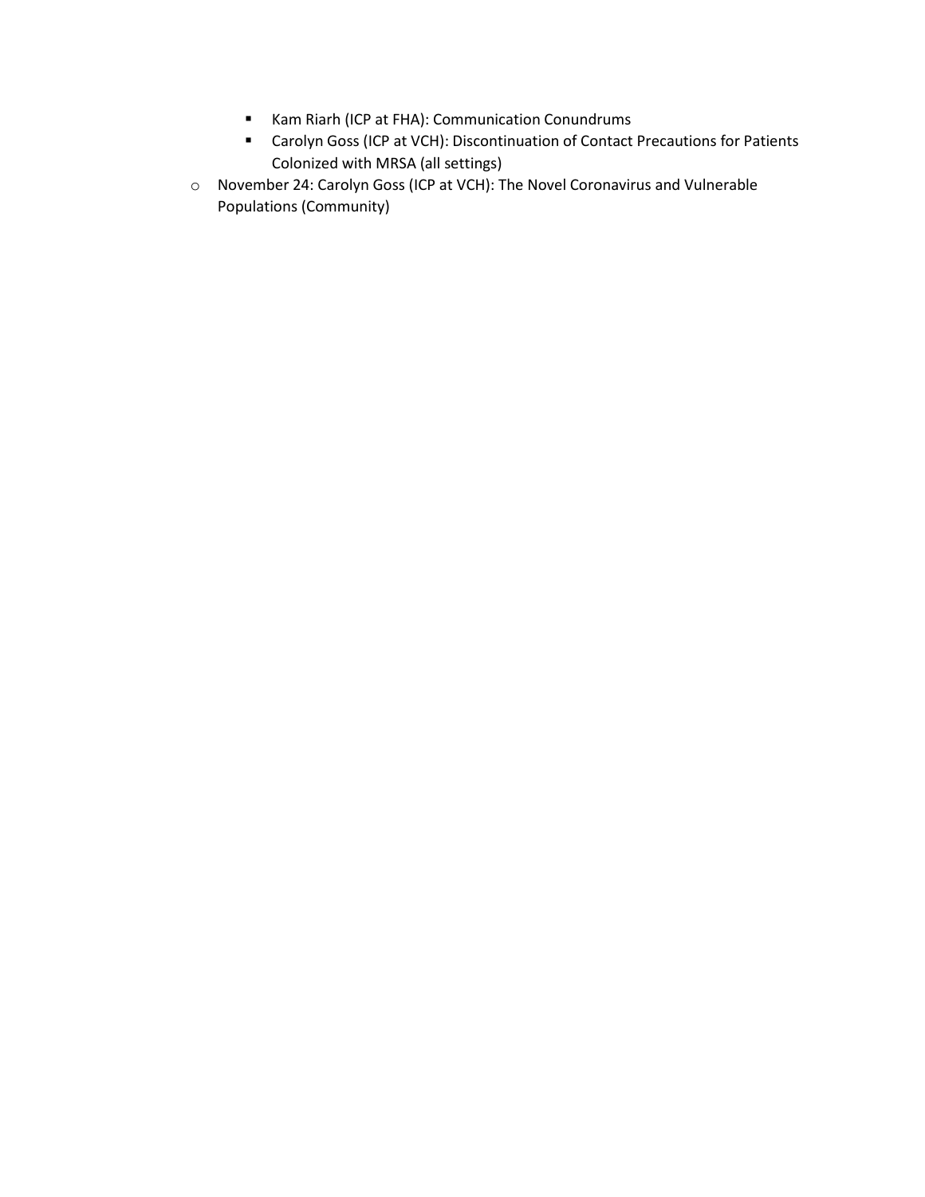- Kam Riarh (ICP at FHA): Communication Conundrums
    - Carolyn Goss (ICP at VCH): Discontinuation of Contact Precautions for Patients Colonized with MRSA (all settings)
  - November 24: Carolyn Goss (ICP at VCH): The Novel Coronavirus and Vulnerable Populations (Community)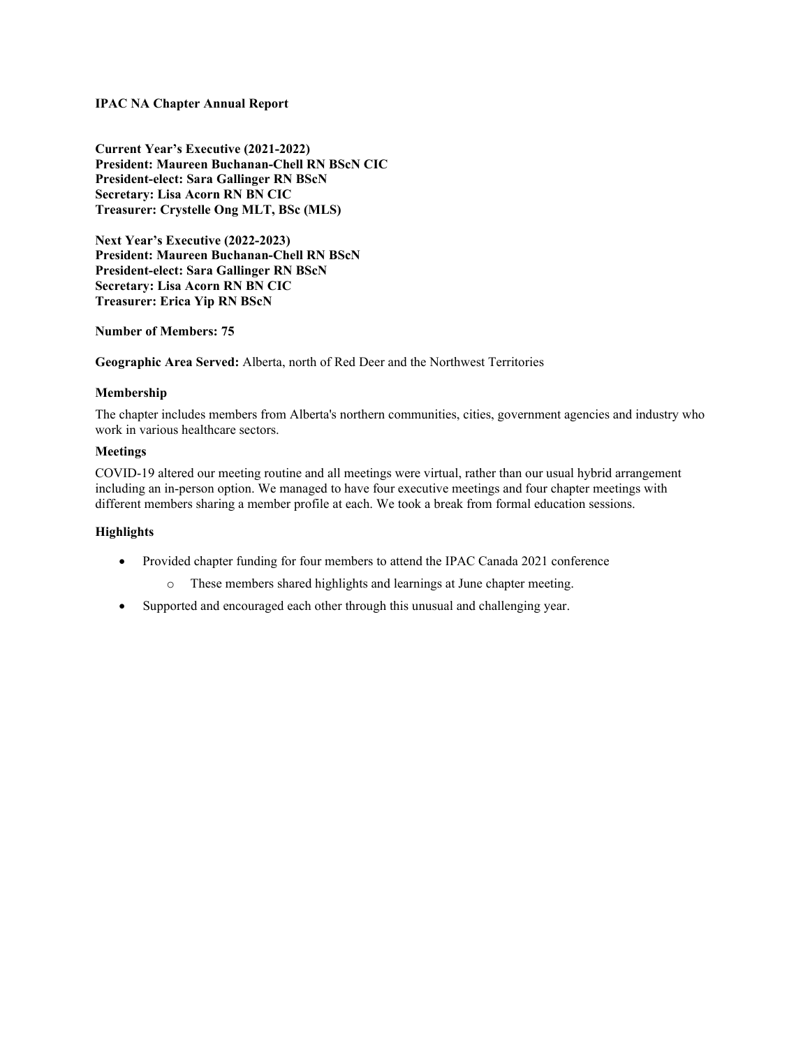# IPAC NA Chapter Annual Report

**Current Year's Executive (2021-2022)**
**President: Maureen Buchanan-Chell RN BScN CIC**
**President-elect: Sara Gallinger RN BScN**
**Secretary: Lisa Acorn RN BN CIC**
**Treasurer: Crystelle Ong MLT, BSc (MLS)**

**Next Year's Executive (2022-2023)**
**President: Maureen Buchanan-Chell RN BScN**
**President-elect: Sara Gallinger RN BScN**
**Secretary: Lisa Acorn RN BN CIC**
**Treasurer: Erica Yip RN BScN**

**Number of Members: 75**

**Geographic Area Served:** Alberta, north of Red Deer and the Northwest Territories

### Membership

The chapter includes members from Alberta's northern communities, cities, government agencies and industry who work in various healthcare sectors.

### Meetings

COVID-19 altered our meeting routine and all meetings were virtual, rather than our usual hybrid arrangement including an in-person option. We managed to have four executive meetings and four chapter meetings with different members sharing a member profile at each. We took a break from formal education sessions.

### Highlights

- Provided chapter funding for four members to attend the IPAC Canada 2021 conference
    - These members shared highlights and learnings at June chapter meeting.
- Supported and encouraged each other through this unusual and challenging year.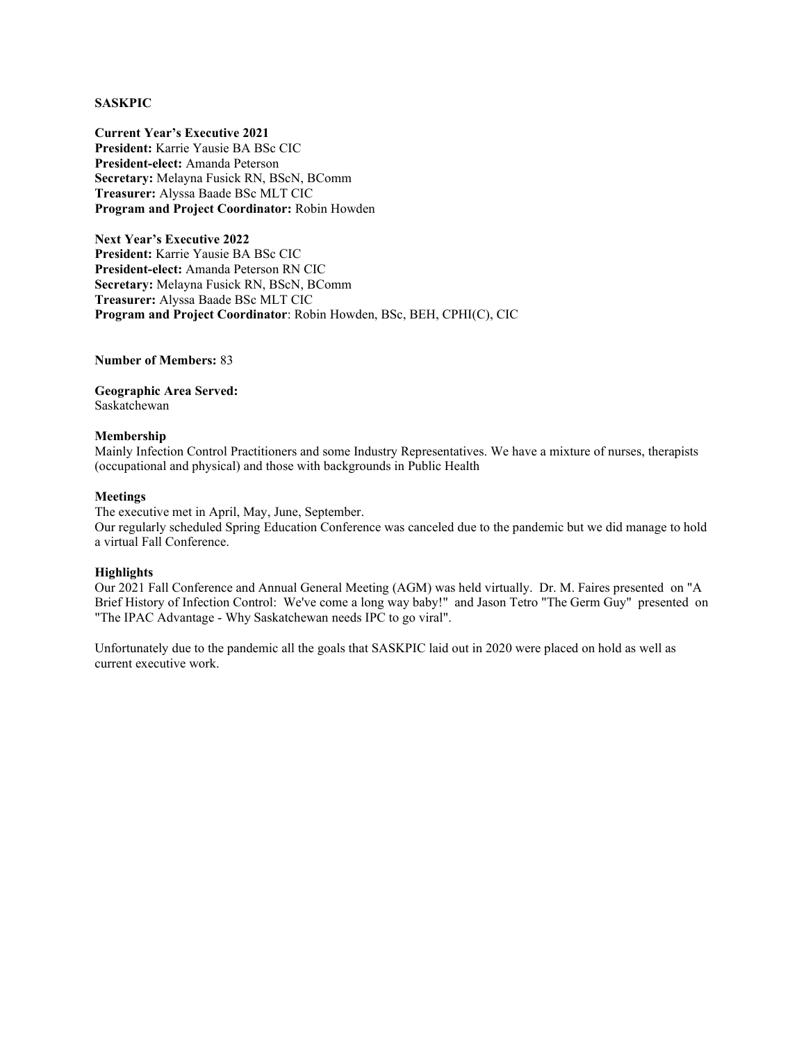**SASKPIC**

**Current Year's Executive 2021**
**President:** Karrie Yausie BA BSc CIC
**President-elect:** Amanda Peterson
**Secretary:** Melayna Fusick RN, BScN, BComm
**Treasurer:** Alyssa Baade BSc MLT CIC
**Program and Project Coordinator:** Robin Howden

**Next Year's Executive 2022**
**President:** Karrie Yausie BA BSc CIC
**President-elect:** Amanda Peterson RN CIC
**Secretary:** Melayna Fusick RN, BScN, BComm
**Treasurer:** Alyssa Baade BSc MLT CIC
**Program and Project Coordinator**: Robin Howden, BSc, BEH, CPHI(C), CIC

**Number of Members:** 83

**Geographic Area Served:**
Saskatchewan

**Membership**
Mainly Infection Control Practitioners and some Industry Representatives. We have a mixture of nurses, therapists (occupational and physical) and those with backgrounds in Public Health

**Meetings**
The executive met in April, May, June, September.
Our regularly scheduled Spring Education Conference was canceled due to the pandemic but we did manage to hold a virtual Fall Conference.

**Highlights**
Our 2021 Fall Conference and Annual General Meeting (AGM) was held virtually. Dr. M. Faires presented on "A Brief History of Infection Control: We've come a long way baby!" and Jason Tetro "The Germ Guy" presented on "The IPAC Advantage - Why Saskatchewan needs IPC to go viral".

Unfortunately due to the pandemic all the goals that SASKPIC laid out in 2020 were placed on hold as well as current executive work.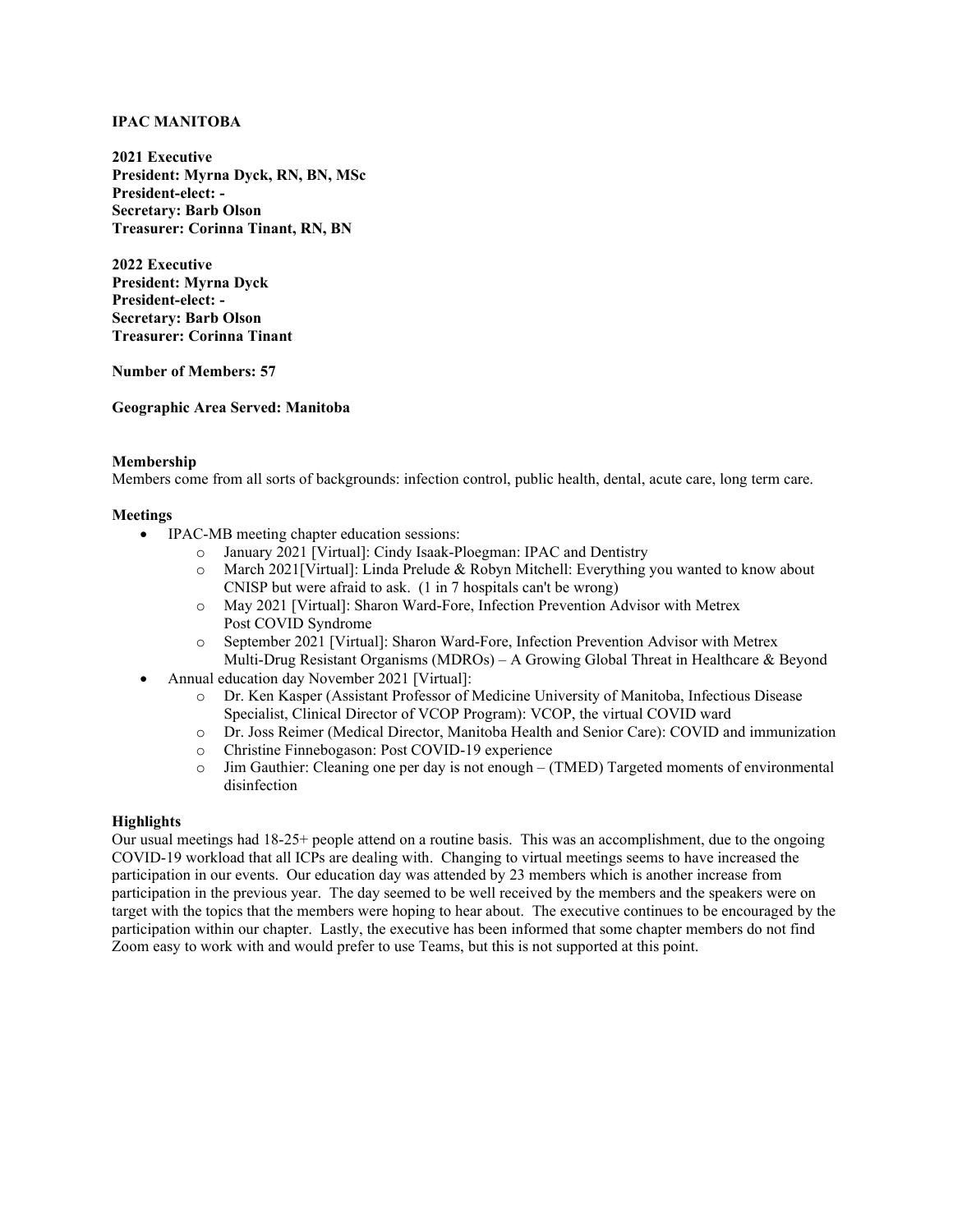**IPAC MANITOBA**

**2021 Executive**
**President: Myrna Dyck, RN, BN, MSc**
**President-elect: -**
**Secretary: Barb Olson**
**Treasurer: Corinna Tinant, RN, BN**

**2022 Executive**
**President: Myrna Dyck**
**President-elect: -**
**Secretary: Barb Olson**
**Treasurer: Corinna Tinant**

**Number of Members: 57**

**Geographic Area Served: Manitoba**

**Membership**

Members come from all sorts of backgrounds: infection control, public health, dental, acute care, long term care.

**Meetings**

- IPAC-MB meeting chapter education sessions:
    - January 2021 [Virtual]: Cindy Isaak-Ploegman: IPAC and Dentistry
    - March 2021[Virtual]: Linda Prelude & Robyn Mitchell: Everything you wanted to know about CNISP but were afraid to ask. (1 in 7 hospitals can't be wrong)
    - May 2021 [Virtual]: Sharon Ward-Fore, Infection Prevention Advisor with Metrex Post COVID Syndrome
    - September 2021 [Virtual]: Sharon Ward-Fore, Infection Prevention Advisor with Metrex Multi-Drug Resistant Organisms (MDROs) – A Growing Global Threat in Healthcare & Beyond
- Annual education day November 2021 [Virtual]:
    - Dr. Ken Kasper (Assistant Professor of Medicine University of Manitoba, Infectious Disease Specialist, Clinical Director of VCOP Program): VCOP, the virtual COVID ward
    - Dr. Joss Reimer (Medical Director, Manitoba Health and Senior Care): COVID and immunization
    - Christine Finnebogason: Post COVID-19 experience
    - Jim Gauthier: Cleaning one per day is not enough – (TMED) Targeted moments of environmental disinfection

**Highlights**

Our usual meetings had 18-25+ people attend on a routine basis. This was an accomplishment, due to the ongoing COVID-19 workload that all ICPs are dealing with. Changing to virtual meetings seems to have increased the participation in our events. Our education day was attended by 23 members which is another increase from participation in the previous year. The day seemed to be well received by the members and the speakers were on target with the topics that the members were hoping to hear about. The executive continues to be encouraged by the participation within our chapter. Lastly, the executive has been informed that some chapter members do not find Zoom easy to work with and would prefer to use Teams, but this is not supported at this point.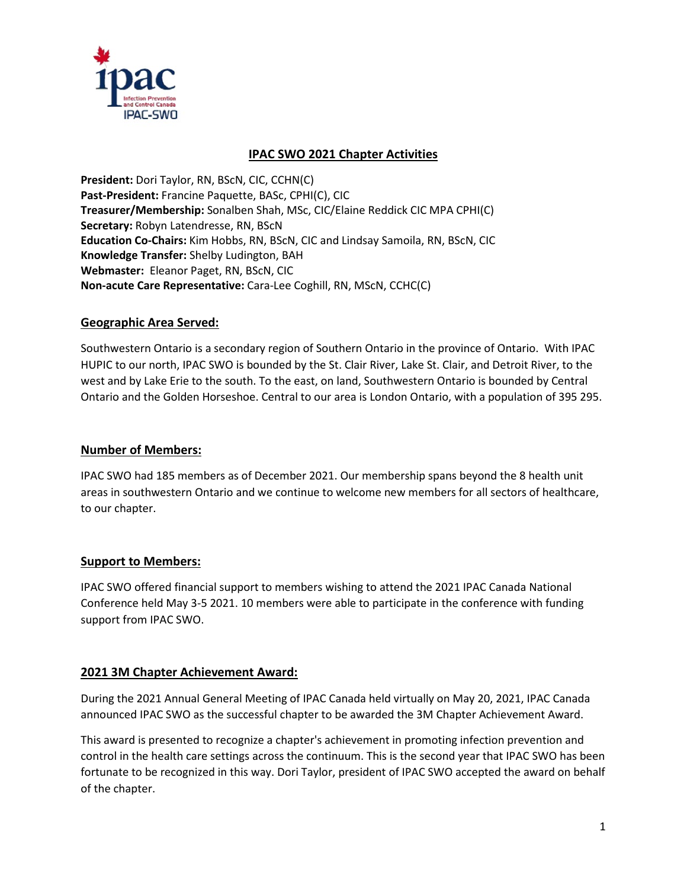# IPAC SWO 2021 Chapter Activities

**President:** Dori Taylor, RN, BScN, CIC, CCHN(C)
**Past-President:** Francine Paquette, BASc, CPHI(C), CIC
**Treasurer/Membership:** Sonalben Shah, MSc, CIC/Elaine Reddick CIC MPA CPHI(C)
**Secretary:** Robyn Latendresse, RN, BScN
**Education Co-Chairs:** Kim Hobbs, RN, BScN, CIC and Lindsay Samoila, RN, BScN, CIC
**Knowledge Transfer:** Shelby Ludington, BAH
**Webmaster:** Eleanor Paget, RN, BScN, CIC
**Non-acute Care Representative:** Cara-Lee Coghill, RN, MScN, CCHC(C)

## Geographic Area Served:

Southwestern Ontario is a secondary region of Southern Ontario in the province of Ontario. With IPAC HUPIC to our north, IPAC SWO is bounded by the St. Clair River, Lake St. Clair, and Detroit River, to the west and by Lake Erie to the south. To the east, on land, Southwestern Ontario is bounded by Central Ontario and the Golden Horseshoe. Central to our area is London Ontario, with a population of 395 295.

## Number of Members:

IPAC SWO had 185 members as of December 2021. Our membership spans beyond the 8 health unit areas in southwestern Ontario and we continue to welcome new members for all sectors of healthcare, to our chapter.

## Support to Members:

IPAC SWO offered financial support to members wishing to attend the 2021 IPAC Canada National Conference held May 3-5 2021. 10 members were able to participate in the conference with funding support from IPAC SWO.

## 2021 3M Chapter Achievement Award:

During the 2021 Annual General Meeting of IPAC Canada held virtually on May 20, 2021, IPAC Canada announced IPAC SWO as the successful chapter to be awarded the 3M Chapter Achievement Award.

This award is presented to recognize a chapter's achievement in promoting infection prevention and control in the health care settings across the continuum. This is the second year that IPAC SWO has been fortunate to be recognized in this way. Dori Taylor, president of IPAC SWO accepted the award on behalf of the chapter.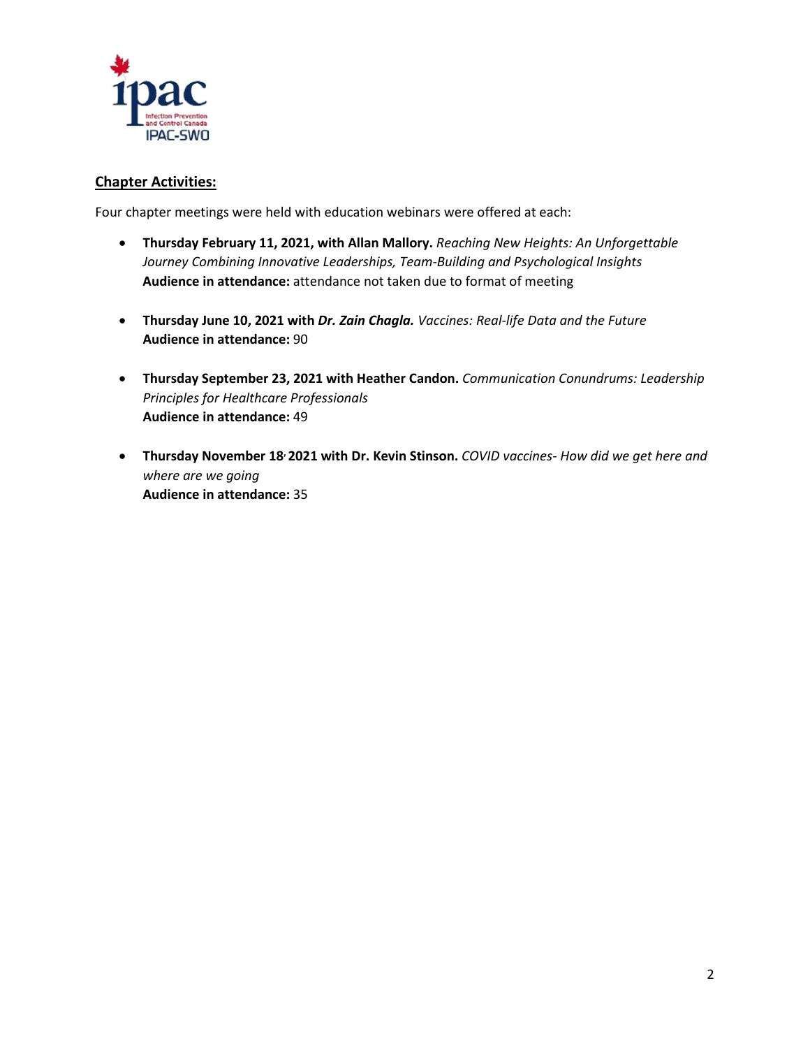## Chapter Activities:

Four chapter meetings were held with education webinars were offered at each:

- **Thursday February 11, 2021, with Allan Mallory.** *Reaching New Heights: An Unforgettable Journey Combining Innovative Leaderships, Team-Building and Psychological Insights*
  **Audience in attendance:** attendance not taken due to format of meeting

- **Thursday June 10, 2021 with *Dr. Zain Chagla.*** *Vaccines: Real-life Data and the Future*
  **Audience in attendance:** 90

- **Thursday September 23, 2021 with Heather Candon.** *Communication Conundrums: Leadership Principles for Healthcare Professionals*
  **Audience in attendance:** 49

- **Thursday November 18, 2021 with Dr. Kevin Stinson.** *COVID vaccines- How did we get here and where are we going*
  **Audience in attendance:** 35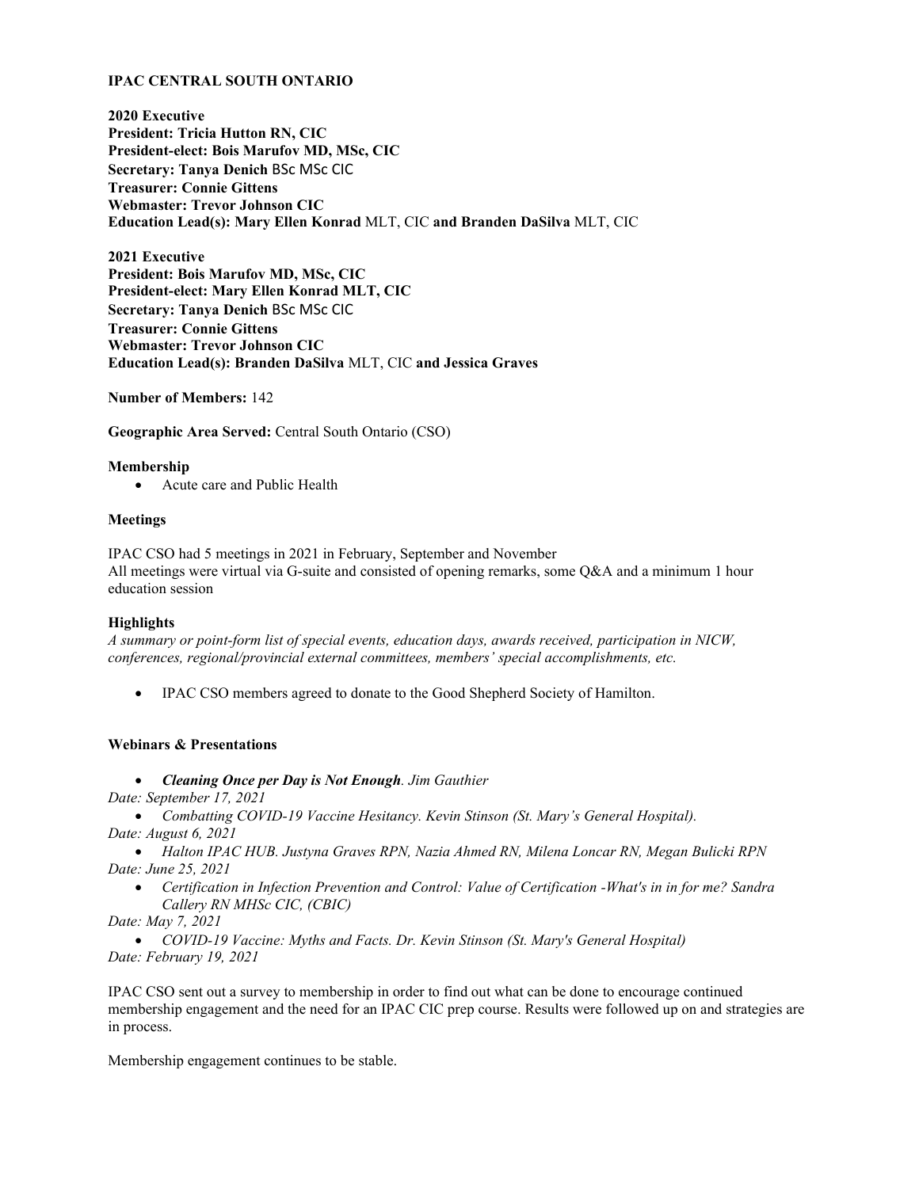**IPAC CENTRAL SOUTH ONTARIO**

**2020 Executive**
**President: Tricia Hutton RN, CIC**
**President-elect: Bois Marufov MD, MSc, CIC**
**Secretary: Tanya Denich** BSc MSc CIC
**Treasurer: Connie Gittens**
**Webmaster: Trevor Johnson CIC**
**Education Lead(s): Mary Ellen Konrad** MLT, CIC **and Branden DaSilva** MLT, CIC

**2021 Executive**
**President: Bois Marufov MD, MSc, CIC**
**President-elect: Mary Ellen Konrad MLT, CIC**
**Secretary: Tanya Denich** BSc MSc CIC
**Treasurer: Connie Gittens**
**Webmaster: Trevor Johnson CIC**
**Education Lead(s): Branden DaSilva** MLT, CIC **and Jessica Graves**

**Number of Members:** 142

**Geographic Area Served:** Central South Ontario (CSO)

**Membership**

- Acute care and Public Health

**Meetings**

IPAC CSO had 5 meetings in 2021 in February, September and November
All meetings were virtual via G-suite and consisted of opening remarks, some Q&A and a minimum 1 hour education session

**Highlights**

*A summary or point-form list of special events, education days, awards received, participation in NICW, conferences, regional/provincial external committees, members' special accomplishments, etc.*

- IPAC CSO members agreed to donate to the Good Shepherd Society of Hamilton.

**Webinars & Presentations**

- ***Cleaning Once per Day is Not Enough**. Jim Gauthier*

*Date: September 17, 2021*

- *Combatting COVID-19 Vaccine Hesitancy. Kevin Stinson (St. Mary's General Hospital).*

*Date: August 6, 2021*

- *Halton IPAC HUB. Justyna Graves RPN, Nazia Ahmed RN, Milena Loncar RN, Megan Bulicki RPN*

*Date: June 25, 2021*

- *Certification in Infection Prevention and Control: Value of Certification -What's in in for me? Sandra Callery RN MHSc CIC, (CBIC)*

*Date: May 7, 2021*

- *COVID-19 Vaccine: Myths and Facts. Dr. Kevin Stinson (St. Mary's General Hospital)*

*Date: February 19, 2021*

IPAC CSO sent out a survey to membership in order to find out what can be done to encourage continued membership engagement and the need for an IPAC CIC prep course. Results were followed up on and strategies are in process.

Membership engagement continues to be stable.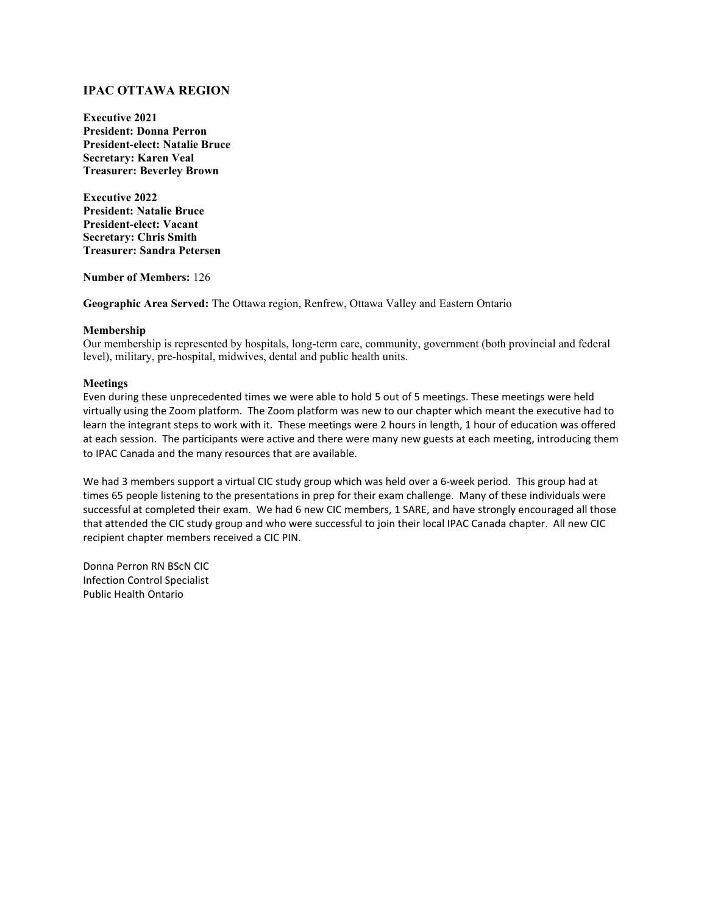## IPAC OTTAWA REGION

**Executive 2021**
**President: Donna Perron**
**President-elect: Natalie Bruce**
**Secretary: Karen Veal**
**Treasurer: Beverley Brown**

**Executive 2022**
**President: Natalie Bruce**
**President-elect: Vacant**
**Secretary: Chris Smith**
**Treasurer: Sandra Petersen**

**Number of Members:** 126

**Geographic Area Served:** The Ottawa region, Renfrew, Ottawa Valley and Eastern Ontario

### Membership

Our membership is represented by hospitals, long-term care, community, government (both provincial and federal level), military, pre-hospital, midwives, dental and public health units.

### Meetings

Even during these unprecedented times we were able to hold 5 out of 5 meetings. These meetings were held virtually using the Zoom platform. The Zoom platform was new to our chapter which meant the executive had to learn the integrant steps to work with it. These meetings were 2 hours in length, 1 hour of education was offered at each session. The participants were active and there were many new guests at each meeting, introducing them to IPAC Canada and the many resources that are available.

We had 3 members support a virtual CIC study group which was held over a 6-week period. This group had at times 65 people listening to the presentations in prep for their exam challenge. Many of these individuals were successful at completed their exam. We had 6 new CIC members, 1 SARE, and have strongly encouraged all those that attended the CIC study group and who were successful to join their local IPAC Canada chapter. All new CIC recipient chapter members received a CIC PIN.

Donna Perron RN BScN CIC
Infection Control Specialist
Public Health Ontario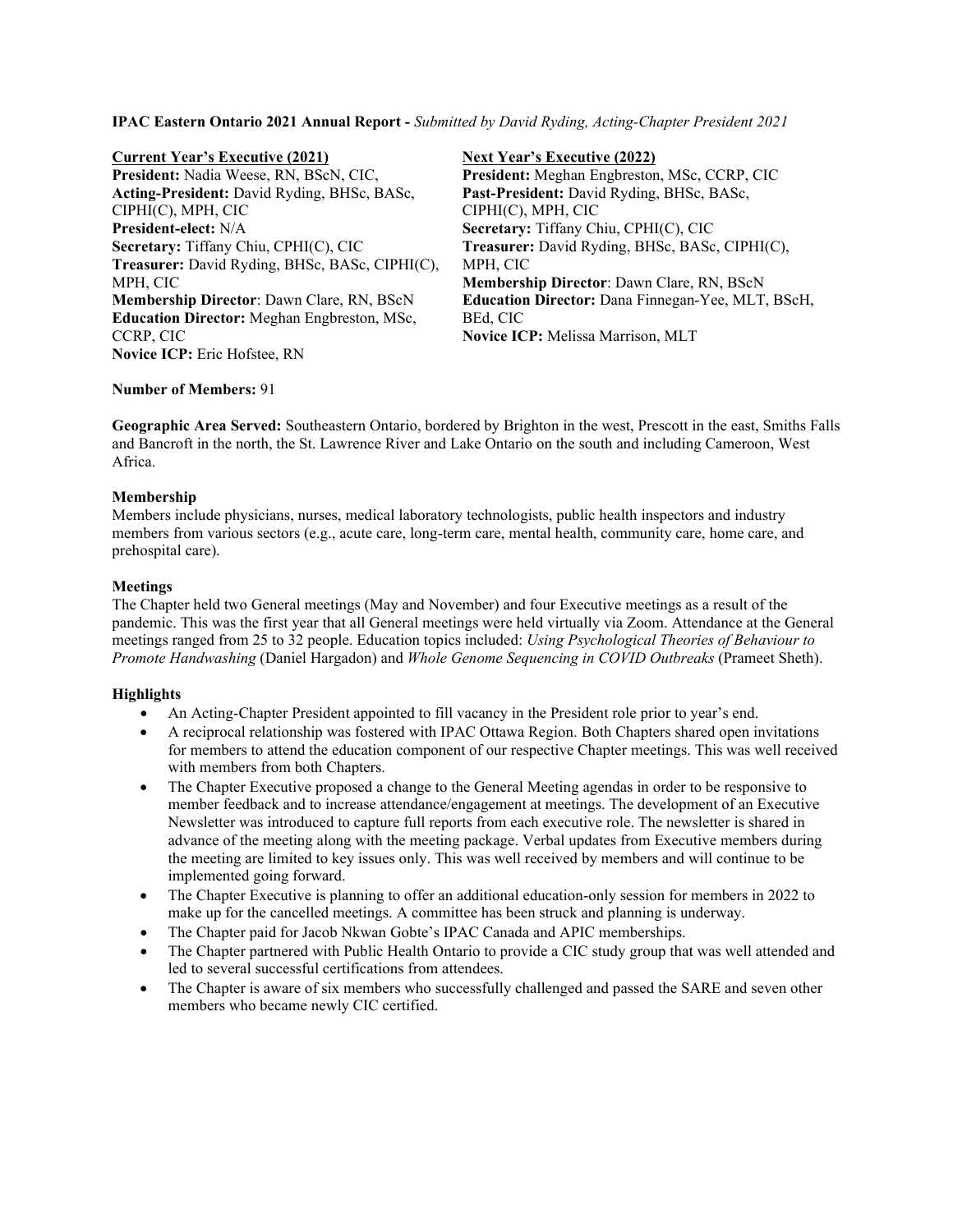**IPAC Eastern Ontario 2021 Annual Report -** *Submitted by David Ryding, Acting-Chapter President 2021*

**Current Year's Executive (2021)**

**President:** Nadia Weese, RN, BScN, CIC,
**Acting-President:** David Ryding, BHSc, BASc, CIPHI(C), MPH, CIC
**President-elect:** N/A
**Secretary:** Tiffany Chiu, CPHI(C), CIC
**Treasurer:** David Ryding, BHSc, BASc, CIPHI(C), MPH, CIC
**Membership Director**: Dawn Clare, RN, BScN
**Education Director:** Meghan Engbreston, MSc, CCRP, CIC
**Novice ICP:** Eric Hofstee, RN

**Next Year's Executive (2022)**

**President:** Meghan Engbreston, MSc, CCRP, CIC
**Past-President:** David Ryding, BHSc, BASc, CIPHI(C), MPH, CIC
**Secretary:** Tiffany Chiu, CPHI(C), CIC
**Treasurer:** David Ryding, BHSc, BASc, CIPHI(C), MPH, CIC
**Membership Director**: Dawn Clare, RN, BScN
**Education Director:** Dana Finnegan-Yee, MLT, BScH, BEd, CIC
**Novice ICP:** Melissa Marrison, MLT

**Number of Members:** 91

**Geographic Area Served:** Southeastern Ontario, bordered by Brighton in the west, Prescott in the east, Smiths Falls and Bancroft in the north, the St. Lawrence River and Lake Ontario on the south and including Cameroon, West Africa.

**Membership**
Members include physicians, nurses, medical laboratory technologists, public health inspectors and industry members from various sectors (e.g., acute care, long-term care, mental health, community care, home care, and prehospital care).

**Meetings**
The Chapter held two General meetings (May and November) and four Executive meetings as a result of the pandemic. This was the first year that all General meetings were held virtually via Zoom. Attendance at the General meetings ranged from 25 to 32 people. Education topics included: *Using Psychological Theories of Behaviour to Promote Handwashing* (Daniel Hargadon) and *Whole Genome Sequencing in COVID Outbreaks* (Prameet Sheth).

**Highlights**

- An Acting-Chapter President appointed to fill vacancy in the President role prior to year's end.
- A reciprocal relationship was fostered with IPAC Ottawa Region. Both Chapters shared open invitations for members to attend the education component of our respective Chapter meetings. This was well received with members from both Chapters.
- The Chapter Executive proposed a change to the General Meeting agendas in order to be responsive to member feedback and to increase attendance/engagement at meetings. The development of an Executive Newsletter was introduced to capture full reports from each executive role. The newsletter is shared in advance of the meeting along with the meeting package. Verbal updates from Executive members during the meeting are limited to key issues only. This was well received by members and will continue to be implemented going forward.
- The Chapter Executive is planning to offer an additional education-only session for members in 2022 to make up for the cancelled meetings. A committee has been struck and planning is underway.
- The Chapter paid for Jacob Nkwan Gobte's IPAC Canada and APIC memberships.
- The Chapter partnered with Public Health Ontario to provide a CIC study group that was well attended and led to several successful certifications from attendees.
- The Chapter is aware of six members who successfully challenged and passed the SARE and seven other members who became newly CIC certified.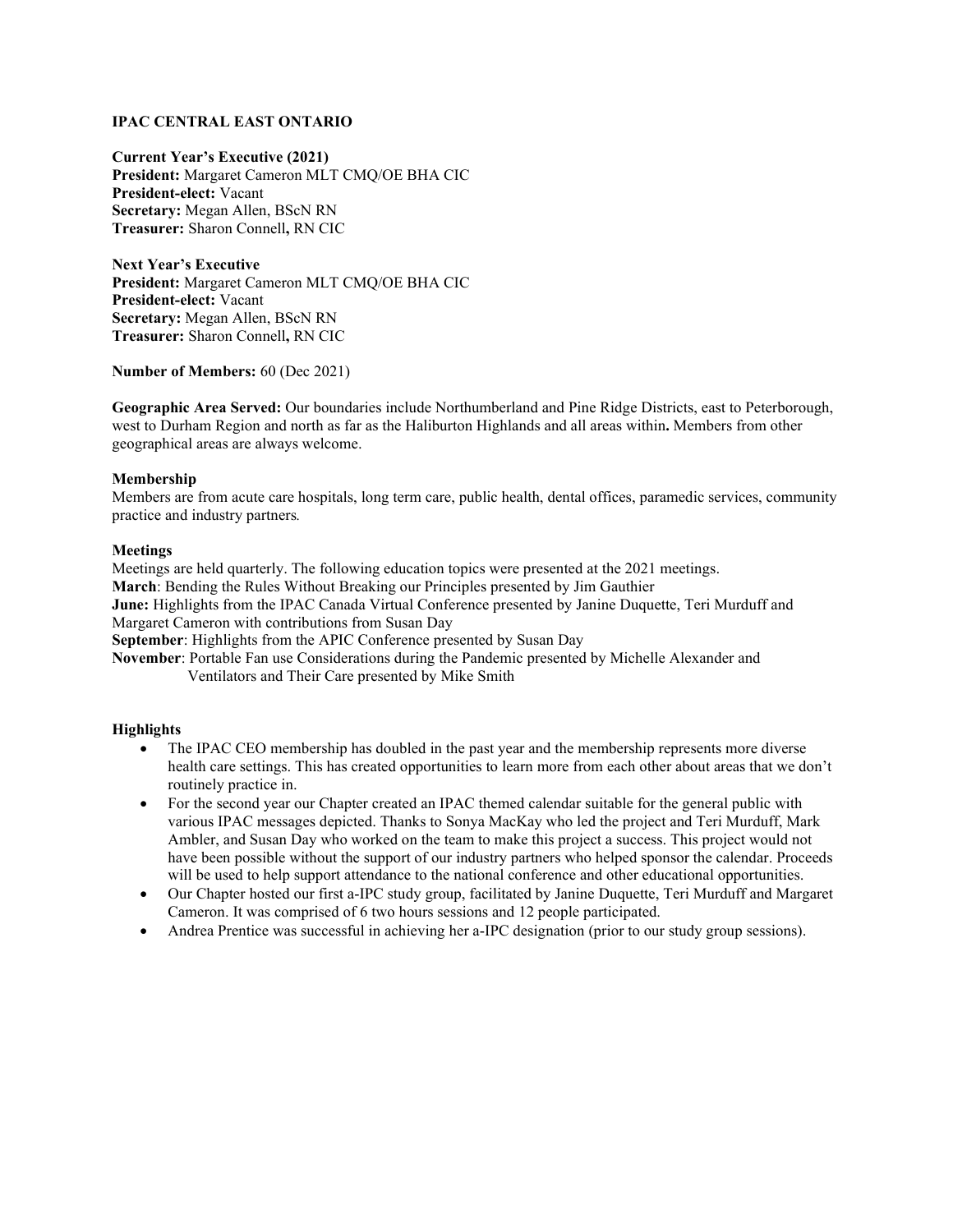**IPAC CENTRAL EAST ONTARIO**

**Current Year's Executive (2021)**
**President:** Margaret Cameron MLT CMQ/OE BHA CIC
**President-elect:** Vacant
**Secretary:** Megan Allen, BScN RN
**Treasurer:** Sharon Connell**,** RN CIC

**Next Year's Executive**
**President:** Margaret Cameron MLT CMQ/OE BHA CIC
**President-elect:** Vacant
**Secretary:** Megan Allen, BScN RN
**Treasurer:** Sharon Connell**,** RN CIC

**Number of Members:** 60 (Dec 2021)

**Geographic Area Served:** Our boundaries include Northumberland and Pine Ridge Districts, east to Peterborough, west to Durham Region and north as far as the Haliburton Highlands and all areas within**.** Members from other geographical areas are always welcome.

**Membership**
Members are from acute care hospitals, long term care, public health, dental offices, paramedic services, community practice and industry partners*.*

**Meetings**
Meetings are held quarterly. The following education topics were presented at the 2021 meetings.
**March**: Bending the Rules Without Breaking our Principles presented by Jim Gauthier
**June:** Highlights from the IPAC Canada Virtual Conference presented by Janine Duquette, Teri Murduff and Margaret Cameron with contributions from Susan Day
**September**: Highlights from the APIC Conference presented by Susan Day
**November**: Portable Fan use Considerations during the Pandemic presented by Michelle Alexander and Ventilators and Their Care presented by Mike Smith

**Highlights**

- The IPAC CEO membership has doubled in the past year and the membership represents more diverse health care settings. This has created opportunities to learn more from each other about areas that we don't routinely practice in.
- For the second year our Chapter created an IPAC themed calendar suitable for the general public with various IPAC messages depicted. Thanks to Sonya MacKay who led the project and Teri Murduff, Mark Ambler, and Susan Day who worked on the team to make this project a success. This project would not have been possible without the support of our industry partners who helped sponsor the calendar. Proceeds will be used to help support attendance to the national conference and other educational opportunities.
- Our Chapter hosted our first a-IPC study group, facilitated by Janine Duquette, Teri Murduff and Margaret Cameron. It was comprised of 6 two hours sessions and 12 people participated.
- Andrea Prentice was successful in achieving her a-IPC designation (prior to our study group sessions).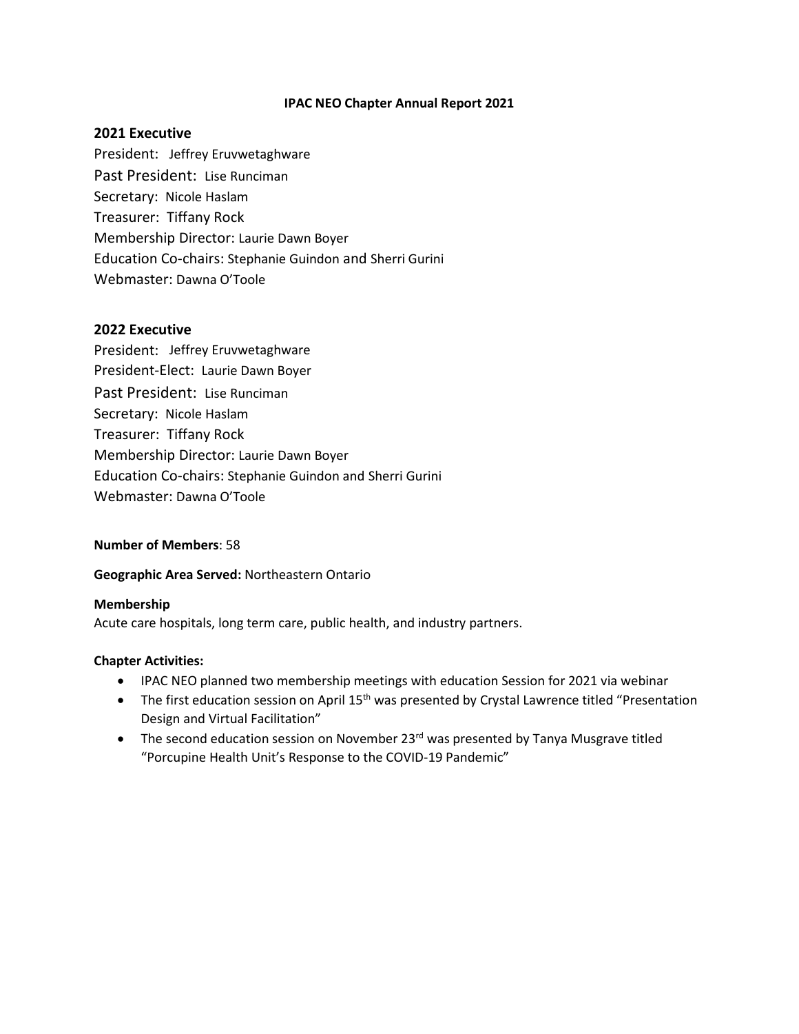**IPAC NEO Chapter Annual Report 2021**

## 2021 Executive

President: Jeffrey Eruvwetaghware
Past President: Lise Runciman
Secretary: Nicole Haslam
Treasurer: Tiffany Rock
Membership Director: Laurie Dawn Boyer
Education Co-chairs: Stephanie Guindon and Sherri Gurini
Webmaster: Dawna O'Toole

## 2022 Executive

President: Jeffrey Eruvwetaghware
President-Elect: Laurie Dawn Boyer
Past President: Lise Runciman
Secretary: Nicole Haslam
Treasurer: Tiffany Rock
Membership Director: Laurie Dawn Boyer
Education Co-chairs: Stephanie Guindon and Sherri Gurini
Webmaster: Dawna O'Toole

**Number of Members**: 58

**Geographic Area Served:** Northeastern Ontario

**Membership**
Acute care hospitals, long term care, public health, and industry partners.

**Chapter Activities:**

- IPAC NEO planned two membership meetings with education Session for 2021 via webinar
- The first education session on April 15th was presented by Crystal Lawrence titled "Presentation Design and Virtual Facilitation"
- The second education session on November 23rd was presented by Tanya Musgrave titled "Porcupine Health Unit's Response to the COVID-19 Pandemic"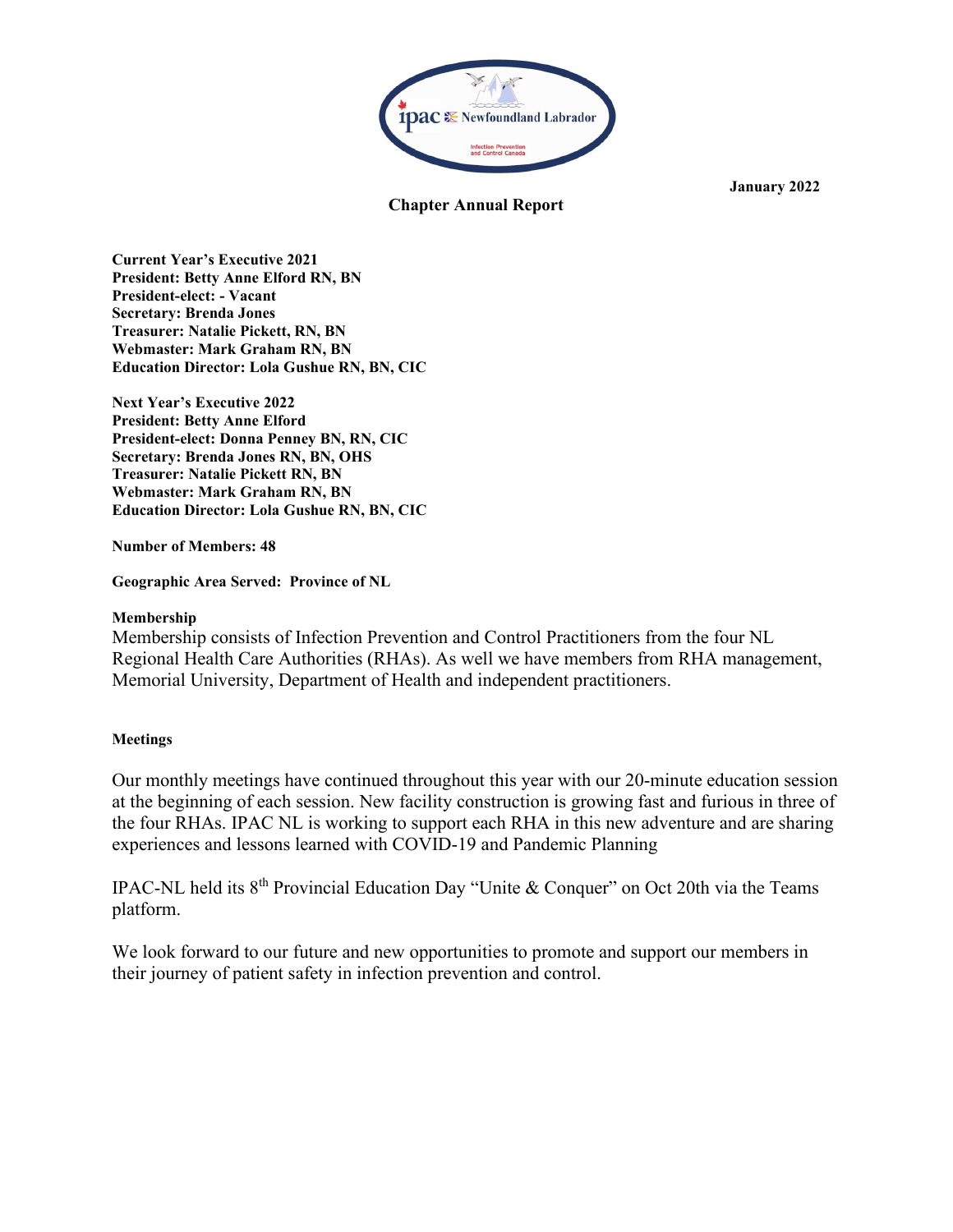January 2022

**Chapter Annual Report**

**Current Year's Executive 2021**
**President: Betty Anne Elford RN, BN**
**President-elect: - Vacant**
**Secretary: Brenda Jones**
**Treasurer: Natalie Pickett, RN, BN**
**Webmaster: Mark Graham RN, BN**
**Education Director: Lola Gushue RN, BN, CIC**

**Next Year's Executive 2022**
**President: Betty Anne Elford**
**President-elect: Donna Penney BN, RN, CIC**
**Secretary: Brenda Jones RN, BN, OHS**
**Treasurer: Natalie Pickett RN, BN**
**Webmaster: Mark Graham RN, BN**
**Education Director: Lola Gushue RN, BN, CIC**

**Number of Members: 48**

**Geographic Area Served: Province of NL**

**Membership**

Membership consists of Infection Prevention and Control Practitioners from the four NL Regional Health Care Authorities (RHAs). As well we have members from RHA management, Memorial University, Department of Health and independent practitioners.

**Meetings**

Our monthly meetings have continued throughout this year with our 20-minute education session at the beginning of each session. New facility construction is growing fast and furious in three of the four RHAs. IPAC NL is working to support each RHA in this new adventure and are sharing experiences and lessons learned with COVID-19 and Pandemic Planning

IPAC-NL held its 8th Provincial Education Day "Unite & Conquer" on Oct 20th via the Teams platform.

We look forward to our future and new opportunities to promote and support our members in their journey of patient safety in infection prevention and control.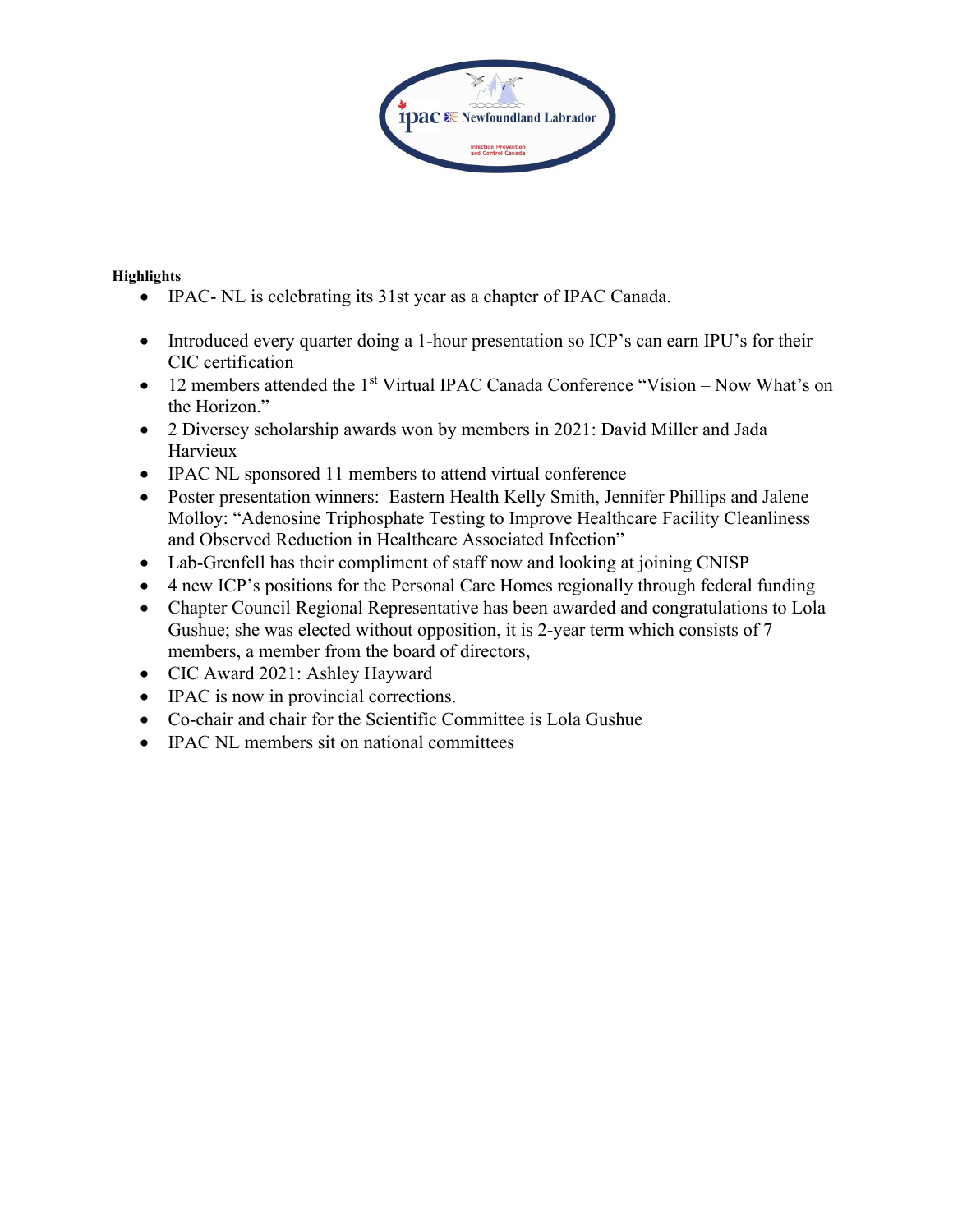**Highlights**

- IPAC- NL is celebrating its 31st year as a chapter of IPAC Canada.

- Introduced every quarter doing a 1-hour presentation so ICP's can earn IPU's for their CIC certification
- 12 members attended the 1st Virtual IPAC Canada Conference "Vision – Now What's on the Horizon."
- 2 Diversey scholarship awards won by members in 2021: David Miller and Jada Harvieux
- IPAC NL sponsored 11 members to attend virtual conference
- Poster presentation winners: Eastern Health Kelly Smith, Jennifer Phillips and Jalene Molloy: "Adenosine Triphosphate Testing to Improve Healthcare Facility Cleanliness and Observed Reduction in Healthcare Associated Infection"
- Lab-Grenfell has their compliment of staff now and looking at joining CNISP
- 4 new ICP's positions for the Personal Care Homes regionally through federal funding
- Chapter Council Regional Representative has been awarded and congratulations to Lola Gushue; she was elected without opposition, it is 2-year term which consists of 7 members, a member from the board of directors,
- CIC Award 2021: Ashley Hayward
- IPAC is now in provincial corrections.
- Co-chair and chair for the Scientific Committee is Lola Gushue
- IPAC NL members sit on national committees